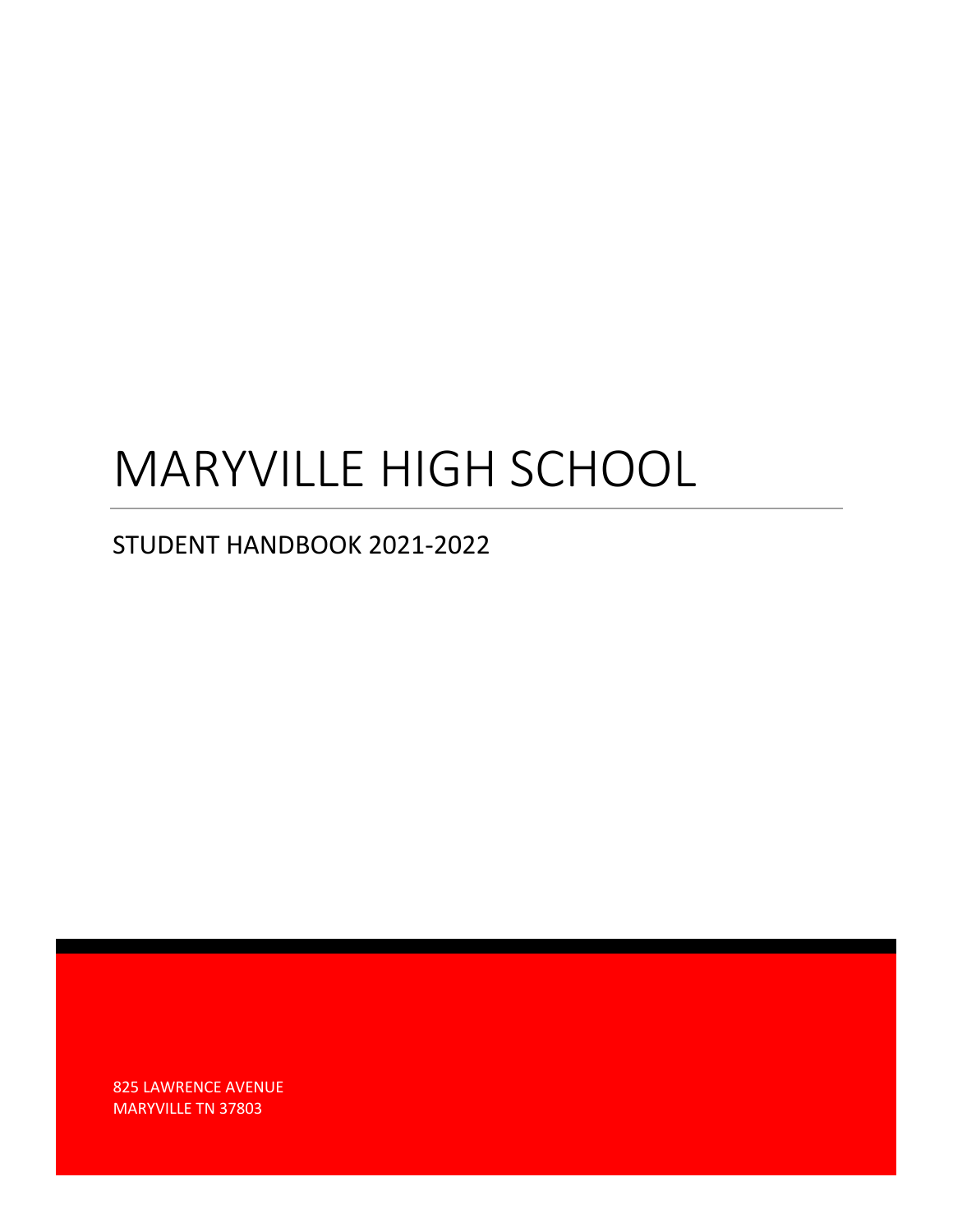# MARYVILLE HIGH SCHOOL

## STUDENT HANDBOOK 2021-2022

825 LAWRENCE AVENUE
MARYVILLE TN 37803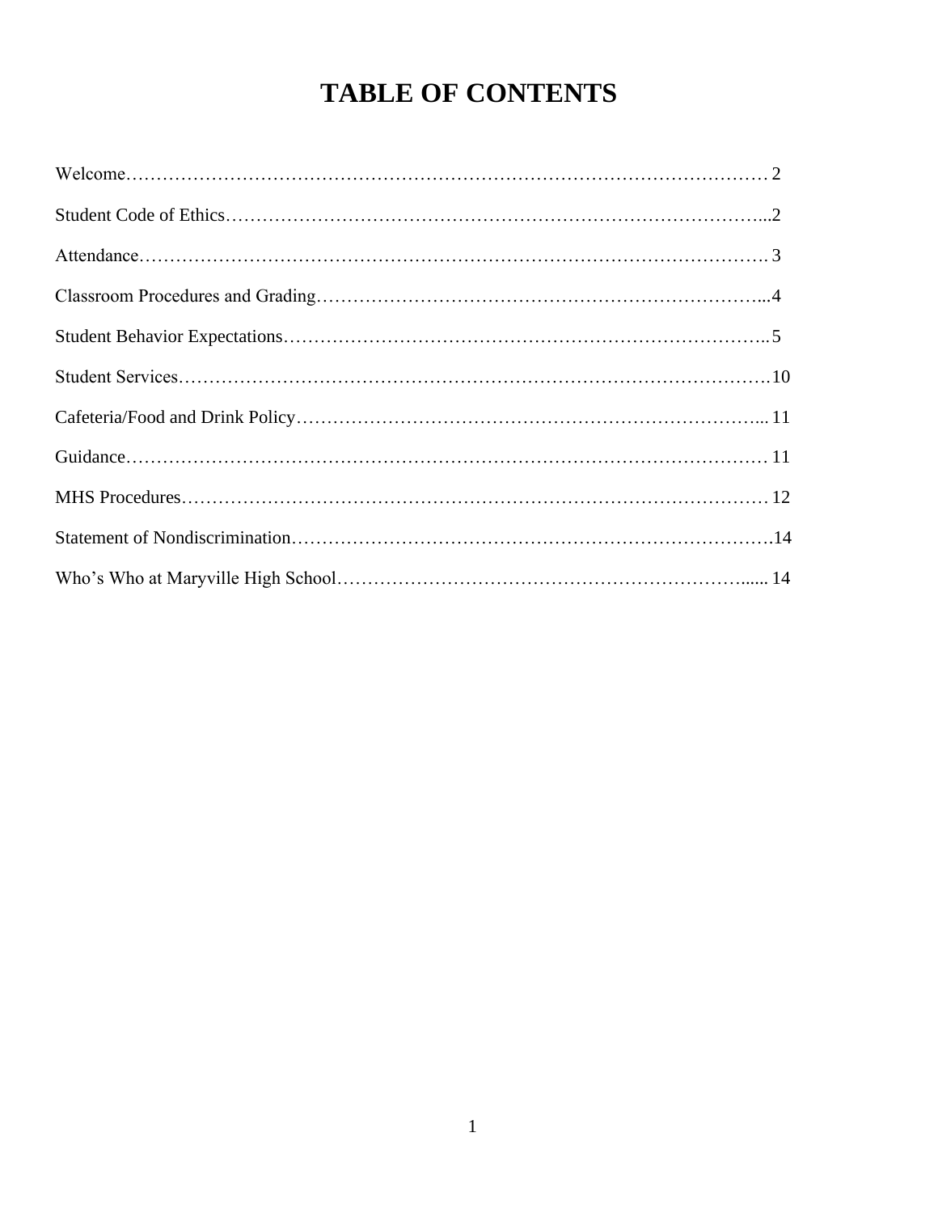# TABLE OF CONTENTS

Welcome…………………………………………………………………………………………… 2

Student Code of Ethics…………………………………………………………………………...2

Attendance………………………………………………………………………………………. 3

Classroom Procedures and Grading……………………………………………………………...4

Student Behavior Expectations…………………………………………………………………..5

Student Services…………………………………………………………………………………10

Cafeteria/Food and Drink Policy………………………………………………………………... 11

Guidance………………………………………………………………………………………… 11

MHS Procedures………………………………………………………………………………… 12

Statement of Nondiscrimination…………………………………………………………………14

Who's Who at Maryville High School…………………………………………………………...... 14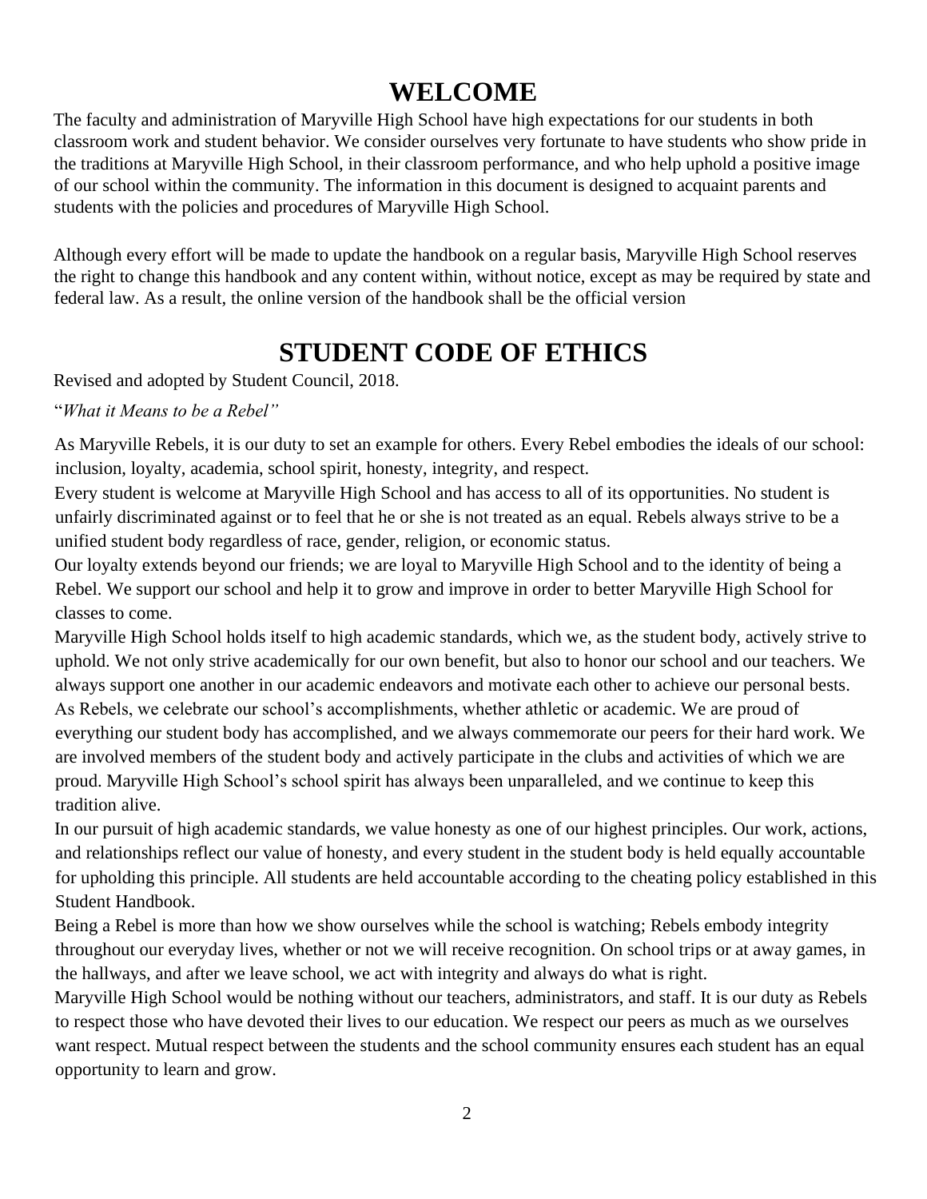# WELCOME

The faculty and administration of Maryville High School have high expectations for our students in both classroom work and student behavior. We consider ourselves very fortunate to have students who show pride in the traditions at Maryville High School, in their classroom performance, and who help uphold a positive image of our school within the community. The information in this document is designed to acquaint parents and students with the policies and procedures of Maryville High School.

Although every effort will be made to update the handbook on a regular basis, Maryville High School reserves the right to change this handbook and any content within, without notice, except as may be required by state and federal law. As a result, the online version of the handbook shall be the official version

# STUDENT CODE OF ETHICS

Revised and adopted by Student Council, 2018.

"*What it Means to be a Rebel"*

As Maryville Rebels, it is our duty to set an example for others. Every Rebel embodies the ideals of our school: inclusion, loyalty, academia, school spirit, honesty, integrity, and respect.

Every student is welcome at Maryville High School and has access to all of its opportunities. No student is unfairly discriminated against or to feel that he or she is not treated as an equal. Rebels always strive to be a unified student body regardless of race, gender, religion, or economic status.

Our loyalty extends beyond our friends; we are loyal to Maryville High School and to the identity of being a Rebel. We support our school and help it to grow and improve in order to better Maryville High School for classes to come.

Maryville High School holds itself to high academic standards, which we, as the student body, actively strive to uphold. We not only strive academically for our own benefit, but also to honor our school and our teachers. We always support one another in our academic endeavors and motivate each other to achieve our personal bests.

As Rebels, we celebrate our school's accomplishments, whether athletic or academic. We are proud of everything our student body has accomplished, and we always commemorate our peers for their hard work. We are involved members of the student body and actively participate in the clubs and activities of which we are proud. Maryville High School's school spirit has always been unparalleled, and we continue to keep this tradition alive.

In our pursuit of high academic standards, we value honesty as one of our highest principles. Our work, actions, and relationships reflect our value of honesty, and every student in the student body is held equally accountable for upholding this principle. All students are held accountable according to the cheating policy established in this Student Handbook.

Being a Rebel is more than how we show ourselves while the school is watching; Rebels embody integrity throughout our everyday lives, whether or not we will receive recognition. On school trips or at away games, in the hallways, and after we leave school, we act with integrity and always do what is right.

Maryville High School would be nothing without our teachers, administrators, and staff. It is our duty as Rebels to respect those who have devoted their lives to our education. We respect our peers as much as we ourselves want respect. Mutual respect between the students and the school community ensures each student has an equal opportunity to learn and grow.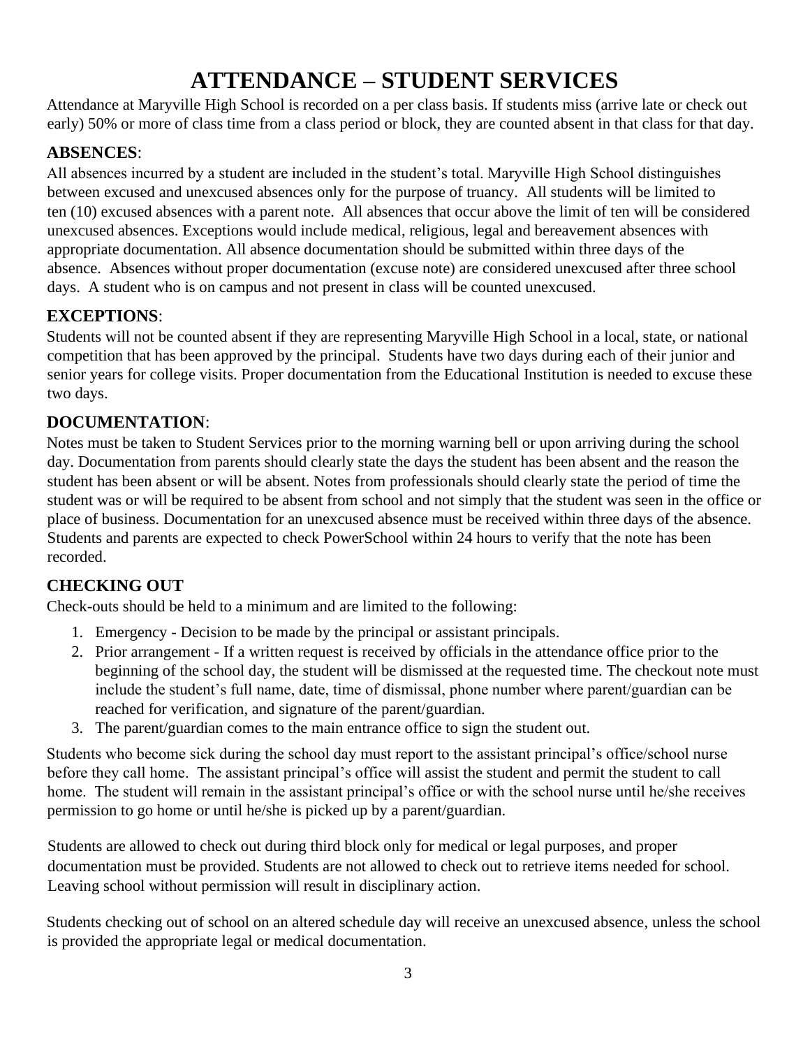# ATTENDANCE – STUDENT SERVICES

Attendance at Maryville High School is recorded on a per class basis. If students miss (arrive late or check out early) 50% or more of class time from a class period or block, they are counted absent in that class for that day.

## ABSENCES:

All absences incurred by a student are included in the student's total. Maryville High School distinguishes between excused and unexcused absences only for the purpose of truancy. All students will be limited to ten (10) excused absences with a parent note. All absences that occur above the limit of ten will be considered unexcused absences. Exceptions would include medical, religious, legal and bereavement absences with appropriate documentation. All absence documentation should be submitted within three days of the absence. Absences without proper documentation (excuse note) are considered unexcused after three school days. A student who is on campus and not present in class will be counted unexcused.

## EXCEPTIONS:

Students will not be counted absent if they are representing Maryville High School in a local, state, or national competition that has been approved by the principal. Students have two days during each of their junior and senior years for college visits. Proper documentation from the Educational Institution is needed to excuse these two days.

## DOCUMENTATION:

Notes must be taken to Student Services prior to the morning warning bell or upon arriving during the school day. Documentation from parents should clearly state the days the student has been absent and the reason the student has been absent or will be absent. Notes from professionals should clearly state the period of time the student was or will be required to be absent from school and not simply that the student was seen in the office or place of business. Documentation for an unexcused absence must be received within three days of the absence. Students and parents are expected to check PowerSchool within 24 hours to verify that the note has been recorded.

## CHECKING OUT

Check-outs should be held to a minimum and are limited to the following:

1. Emergency - Decision to be made by the principal or assistant principals.
2. Prior arrangement - If a written request is received by officials in the attendance office prior to the beginning of the school day, the student will be dismissed at the requested time. The checkout note must include the student's full name, date, time of dismissal, phone number where parent/guardian can be reached for verification, and signature of the parent/guardian.
3. The parent/guardian comes to the main entrance office to sign the student out.

Students who become sick during the school day must report to the assistant principal's office/school nurse before they call home. The assistant principal's office will assist the student and permit the student to call home. The student will remain in the assistant principal's office or with the school nurse until he/she receives permission to go home or until he/she is picked up by a parent/guardian.

Students are allowed to check out during third block only for medical or legal purposes, and proper documentation must be provided. Students are not allowed to check out to retrieve items needed for school. Leaving school without permission will result in disciplinary action.

Students checking out of school on an altered schedule day will receive an unexcused absence, unless the school is provided the appropriate legal or medical documentation.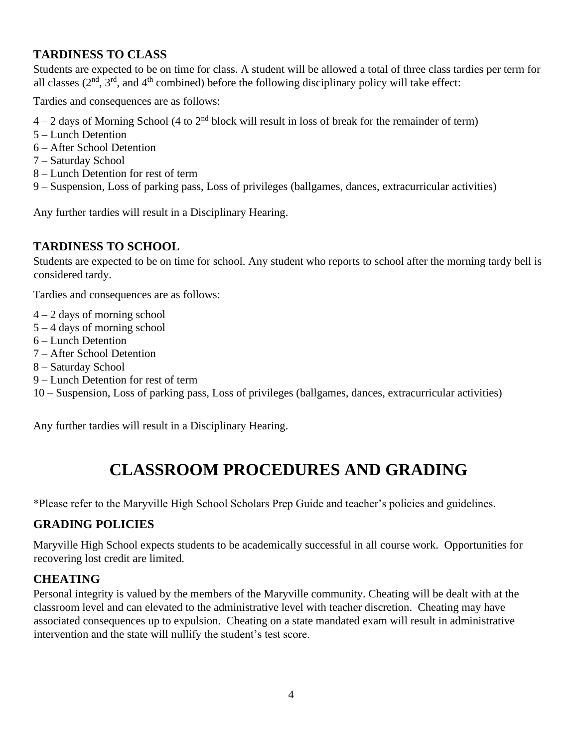### TARDINESS TO CLASS

Students are expected to be on time for class. A student will be allowed a total of three class tardies per term for all classes (2nd, 3rd, and 4th combined) before the following disciplinary policy will take effect:

Tardies and consequences are as follows:

4 – 2 days of Morning School (4 to 2nd block will result in loss of break for the remainder of term)
5 – Lunch Detention
6 – After School Detention
7 – Saturday School
8 – Lunch Detention for rest of term
9 – Suspension, Loss of parking pass, Loss of privileges (ballgames, dances, extracurricular activities)

Any further tardies will result in a Disciplinary Hearing.

### TARDINESS TO SCHOOL

Students are expected to be on time for school. Any student who reports to school after the morning tardy bell is considered tardy.

Tardies and consequences are as follows:

4 – 2 days of morning school
5 – 4 days of morning school
6 – Lunch Detention
7 – After School Detention
8 – Saturday School
9 – Lunch Detention for rest of term
10 – Suspension, Loss of parking pass, Loss of privileges (ballgames, dances, extracurricular activities)

Any further tardies will result in a Disciplinary Hearing.

# CLASSROOM PROCEDURES AND GRADING

*Please refer to the Maryville High School Scholars Prep Guide and teacher's policies and guidelines.

### GRADING POLICIES

Maryville High School expects students to be academically successful in all course work. Opportunities for recovering lost credit are limited.

### CHEATING

Personal integrity is valued by the members of the Maryville community. Cheating will be dealt with at the classroom level and can elevated to the administrative level with teacher discretion. Cheating may have associated consequences up to expulsion. Cheating on a state mandated exam will result in administrative intervention and the state will nullify the student's test score.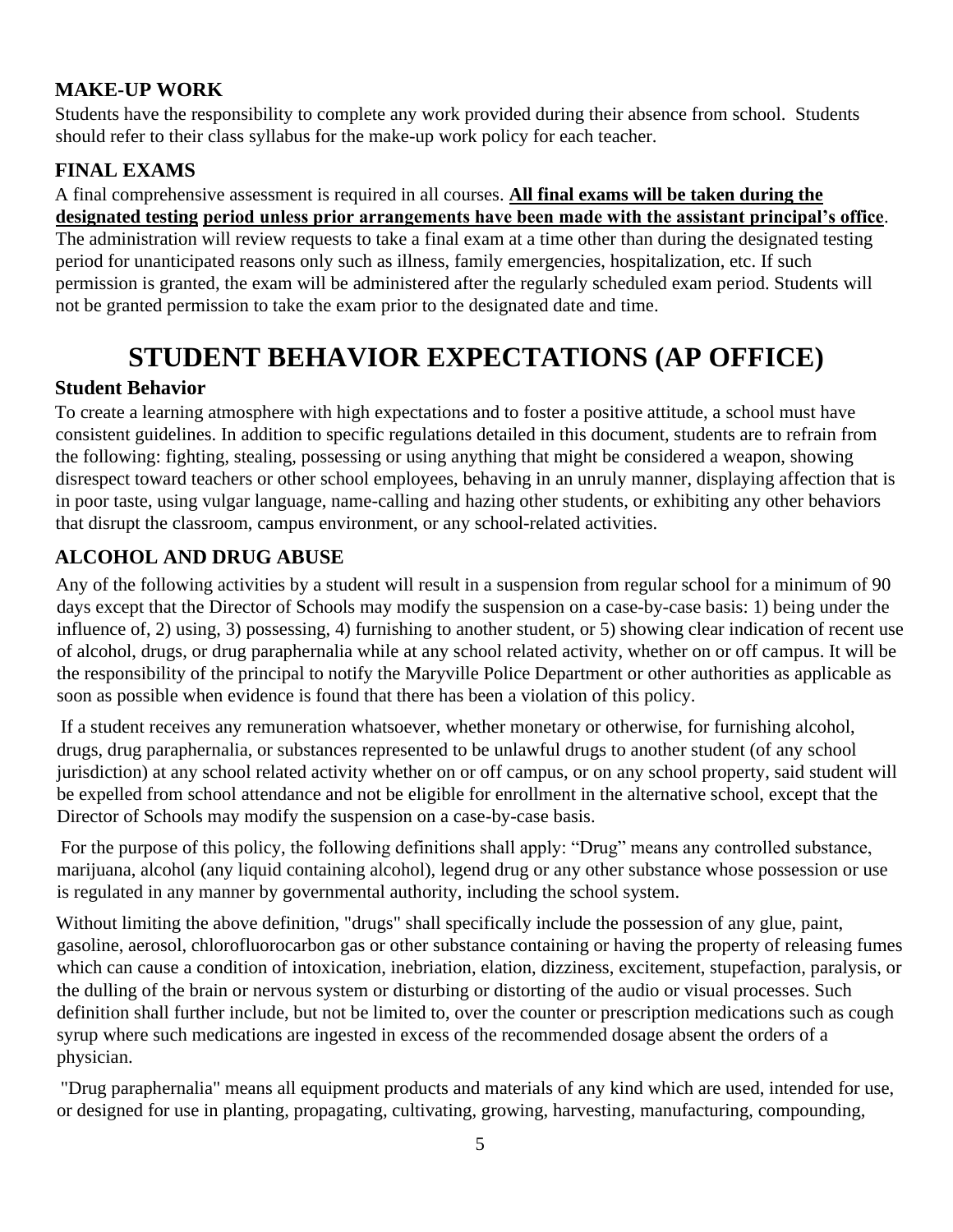## MAKE-UP WORK

Students have the responsibility to complete any work provided during their absence from school. Students should refer to their class syllabus for the make-up work policy for each teacher.

## FINAL EXAMS

A final comprehensive assessment is required in all courses. **All final exams will be taken during the designated testing period unless prior arrangements have been made with the assistant principal's office**. The administration will review requests to take a final exam at a time other than during the designated testing period for unanticipated reasons only such as illness, family emergencies, hospitalization, etc. If such permission is granted, the exam will be administered after the regularly scheduled exam period. Students will not be granted permission to take the exam prior to the designated date and time.

# STUDENT BEHAVIOR EXPECTATIONS (AP OFFICE)

### Student Behavior

To create a learning atmosphere with high expectations and to foster a positive attitude, a school must have consistent guidelines. In addition to specific regulations detailed in this document, students are to refrain from the following: fighting, stealing, possessing or using anything that might be considered a weapon, showing disrespect toward teachers or other school employees, behaving in an unruly manner, displaying affection that is in poor taste, using vulgar language, name-calling and hazing other students, or exhibiting any other behaviors that disrupt the classroom, campus environment, or any school-related activities.

## ALCOHOL AND DRUG ABUSE

Any of the following activities by a student will result in a suspension from regular school for a minimum of 90 days except that the Director of Schools may modify the suspension on a case-by-case basis: 1) being under the influence of, 2) using, 3) possessing, 4) furnishing to another student, or 5) showing clear indication of recent use of alcohol, drugs, or drug paraphernalia while at any school related activity, whether on or off campus. It will be the responsibility of the principal to notify the Maryville Police Department or other authorities as applicable as soon as possible when evidence is found that there has been a violation of this policy.

If a student receives any remuneration whatsoever, whether monetary or otherwise, for furnishing alcohol, drugs, drug paraphernalia, or substances represented to be unlawful drugs to another student (of any school jurisdiction) at any school related activity whether on or off campus, or on any school property, said student will be expelled from school attendance and not be eligible for enrollment in the alternative school, except that the Director of Schools may modify the suspension on a case-by-case basis.

For the purpose of this policy, the following definitions shall apply: "Drug" means any controlled substance, marijuana, alcohol (any liquid containing alcohol), legend drug or any other substance whose possession or use is regulated in any manner by governmental authority, including the school system.

Without limiting the above definition, "drugs" shall specifically include the possession of any glue, paint, gasoline, aerosol, chlorofluorocarbon gas or other substance containing or having the property of releasing fumes which can cause a condition of intoxication, inebriation, elation, dizziness, excitement, stupefaction, paralysis, or the dulling of the brain or nervous system or disturbing or distorting of the audio or visual processes. Such definition shall further include, but not be limited to, over the counter or prescription medications such as cough syrup where such medications are ingested in excess of the recommended dosage absent the orders of a physician.

"Drug paraphernalia" means all equipment products and materials of any kind which are used, intended for use, or designed for use in planting, propagating, cultivating, growing, harvesting, manufacturing, compounding,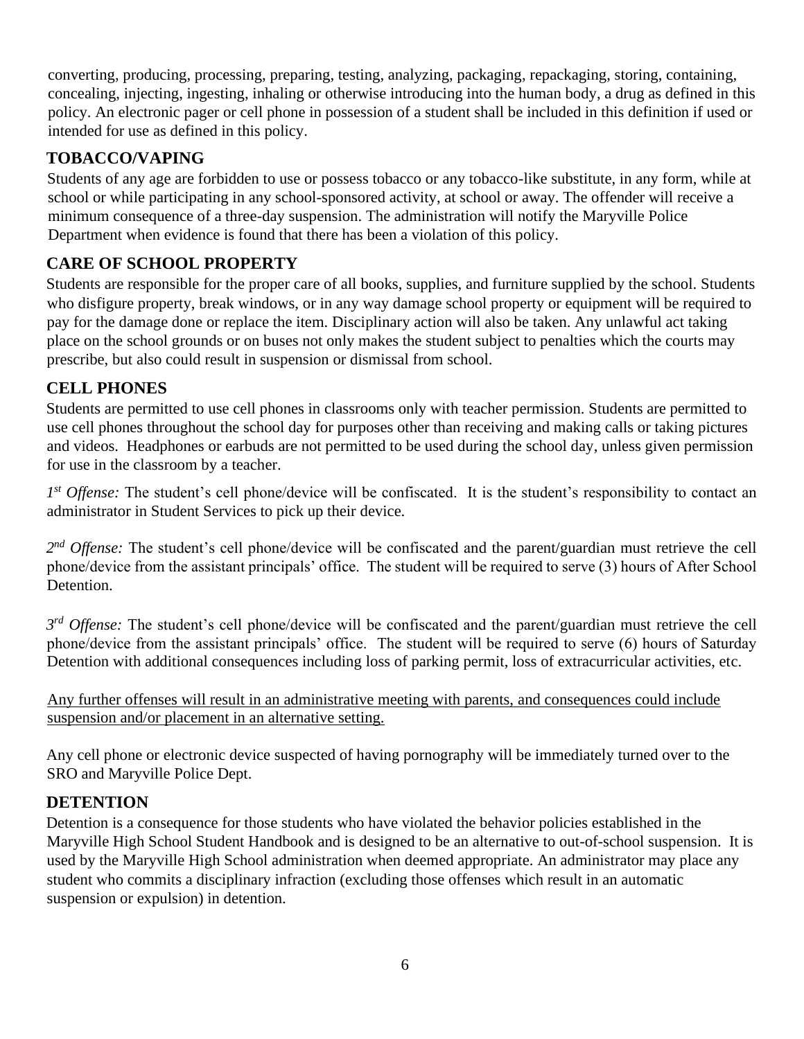converting, producing, processing, preparing, testing, analyzing, packaging, repackaging, storing, containing, concealing, injecting, ingesting, inhaling or otherwise introducing into the human body, a drug as defined in this policy. An electronic pager or cell phone in possession of a student shall be included in this definition if used or intended for use as defined in this policy.

## TOBACCO/VAPING

Students of any age are forbidden to use or possess tobacco or any tobacco-like substitute, in any form, while at school or while participating in any school-sponsored activity, at school or away. The offender will receive a minimum consequence of a three-day suspension. The administration will notify the Maryville Police Department when evidence is found that there has been a violation of this policy.

## CARE OF SCHOOL PROPERTY

Students are responsible for the proper care of all books, supplies, and furniture supplied by the school. Students who disfigure property, break windows, or in any way damage school property or equipment will be required to pay for the damage done or replace the item. Disciplinary action will also be taken. Any unlawful act taking place on the school grounds or on buses not only makes the student subject to penalties which the courts may prescribe, but also could result in suspension or dismissal from school.

## CELL PHONES

Students are permitted to use cell phones in classrooms only with teacher permission. Students are permitted to use cell phones throughout the school day for purposes other than receiving and making calls or taking pictures and videos. Headphones or earbuds are not permitted to be used during the school day, unless given permission for use in the classroom by a teacher.

*1st Offense:* The student's cell phone/device will be confiscated. It is the student's responsibility to contact an administrator in Student Services to pick up their device.

*2nd Offense:* The student's cell phone/device will be confiscated and the parent/guardian must retrieve the cell phone/device from the assistant principals' office. The student will be required to serve (3) hours of After School Detention.

*3rd Offense:* The student's cell phone/device will be confiscated and the parent/guardian must retrieve the cell phone/device from the assistant principals' office. The student will be required to serve (6) hours of Saturday Detention with additional consequences including loss of parking permit, loss of extracurricular activities, etc.

<u>Any further offenses will result in an administrative meeting with parents, and consequences could include suspension and/or placement in an alternative setting.</u>

Any cell phone or electronic device suspected of having pornography will be immediately turned over to the SRO and Maryville Police Dept.

## DETENTION

Detention is a consequence for those students who have violated the behavior policies established in the Maryville High School Student Handbook and is designed to be an alternative to out-of-school suspension. It is used by the Maryville High School administration when deemed appropriate. An administrator may place any student who commits a disciplinary infraction (excluding those offenses which result in an automatic suspension or expulsion) in detention.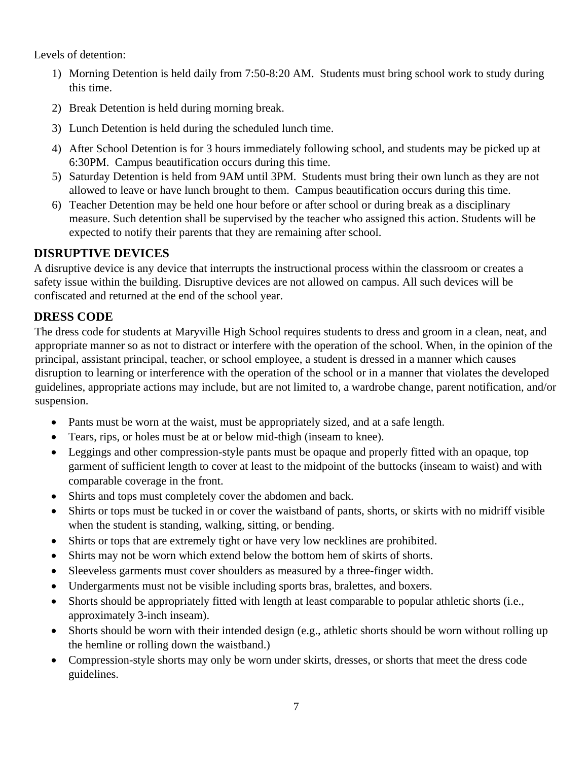Levels of detention:

1) Morning Detention is held daily from 7:50-8:20 AM. Students must bring school work to study during this time.
2) Break Detention is held during morning break.
3) Lunch Detention is held during the scheduled lunch time.
4) After School Detention is for 3 hours immediately following school, and students may be picked up at 6:30PM. Campus beautification occurs during this time.
5) Saturday Detention is held from 9AM until 3PM. Students must bring their own lunch as they are not allowed to leave or have lunch brought to them. Campus beautification occurs during this time.
6) Teacher Detention may be held one hour before or after school or during break as a disciplinary measure. Such detention shall be supervised by the teacher who assigned this action. Students will be expected to notify their parents that they are remaining after school.

## DISRUPTIVE DEVICES

A disruptive device is any device that interrupts the instructional process within the classroom or creates a safety issue within the building. Disruptive devices are not allowed on campus. All such devices will be confiscated and returned at the end of the school year.

## DRESS CODE

The dress code for students at Maryville High School requires students to dress and groom in a clean, neat, and appropriate manner so as not to distract or interfere with the operation of the school. When, in the opinion of the principal, assistant principal, teacher, or school employee, a student is dressed in a manner which causes disruption to learning or interference with the operation of the school or in a manner that violates the developed guidelines, appropriate actions may include, but are not limited to, a wardrobe change, parent notification, and/or suspension.

- Pants must be worn at the waist, must be appropriately sized, and at a safe length.
- Tears, rips, or holes must be at or below mid-thigh (inseam to knee).
- Leggings and other compression-style pants must be opaque and properly fitted with an opaque, top garment of sufficient length to cover at least to the midpoint of the buttocks (inseam to waist) and with comparable coverage in the front.
- Shirts and tops must completely cover the abdomen and back.
- Shirts or tops must be tucked in or cover the waistband of pants, shorts, or skirts with no midriff visible when the student is standing, walking, sitting, or bending.
- Shirts or tops that are extremely tight or have very low necklines are prohibited.
- Shirts may not be worn which extend below the bottom hem of skirts of shorts.
- Sleeveless garments must cover shoulders as measured by a three-finger width.
- Undergarments must not be visible including sports bras, bralettes, and boxers.
- Shorts should be appropriately fitted with length at least comparable to popular athletic shorts (i.e., approximately 3-inch inseam).
- Shorts should be worn with their intended design (e.g., athletic shorts should be worn without rolling up the hemline or rolling down the waistband.)
- Compression-style shorts may only be worn under skirts, dresses, or shorts that meet the dress code guidelines.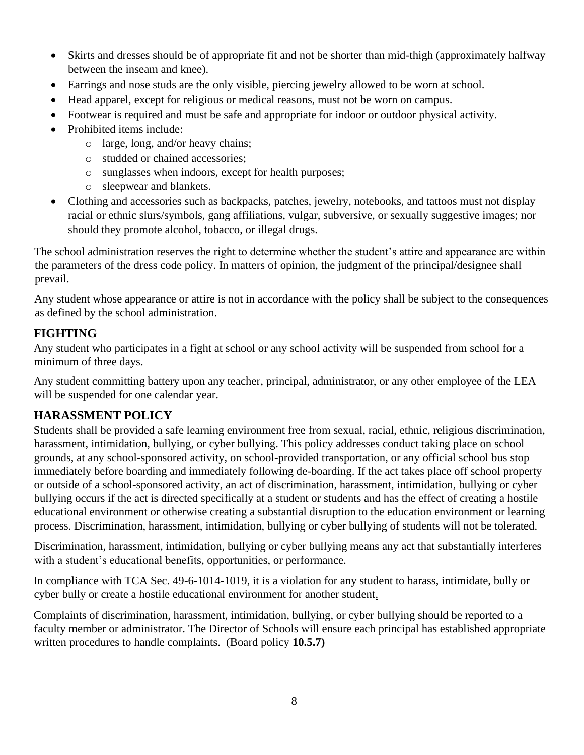- Skirts and dresses should be of appropriate fit and not be shorter than mid-thigh (approximately halfway between the inseam and knee).
- Earrings and nose studs are the only visible, piercing jewelry allowed to be worn at school.
- Head apparel, except for religious or medical reasons, must not be worn on campus.
- Footwear is required and must be safe and appropriate for indoor or outdoor physical activity.
- Prohibited items include:
  - large, long, and/or heavy chains;
  - studded or chained accessories;
  - sunglasses when indoors, except for health purposes;
  - sleepwear and blankets.
- Clothing and accessories such as backpacks, patches, jewelry, notebooks, and tattoos must not display racial or ethnic slurs/symbols, gang affiliations, vulgar, subversive, or sexually suggestive images; nor should they promote alcohol, tobacco, or illegal drugs.

The school administration reserves the right to determine whether the student's attire and appearance are within the parameters of the dress code policy. In matters of opinion, the judgment of the principal/designee shall prevail.

Any student whose appearance or attire is not in accordance with the policy shall be subject to the consequences as defined by the school administration.

## FIGHTING

Any student who participates in a fight at school or any school activity will be suspended from school for a minimum of three days.

Any student committing battery upon any teacher, principal, administrator, or any other employee of the LEA will be suspended for one calendar year.

## HARASSMENT POLICY

Students shall be provided a safe learning environment free from sexual, racial, ethnic, religious discrimination, harassment, intimidation, bullying, or cyber bullying. This policy addresses conduct taking place on school grounds, at any school-sponsored activity, on school-provided transportation, or any official school bus stop immediately before boarding and immediately following de-boarding. If the act takes place off school property or outside of a school-sponsored activity, an act of discrimination, harassment, intimidation, bullying or cyber bullying occurs if the act is directed specifically at a student or students and has the effect of creating a hostile educational environment or otherwise creating a substantial disruption to the education environment or learning process. Discrimination, harassment, intimidation, bullying or cyber bullying of students will not be tolerated.

Discrimination, harassment, intimidation, bullying or cyber bullying means any act that substantially interferes with a student's educational benefits, opportunities, or performance.

In compliance with TCA Sec. 49-6-1014-1019, it is a violation for any student to harass, intimidate, bully or cyber bully or create a hostile educational environment for another student.

Complaints of discrimination, harassment, intimidation, bullying, or cyber bullying should be reported to a faculty member or administrator. The Director of Schools will ensure each principal has established appropriate written procedures to handle complaints. (Board policy **10.5.7)**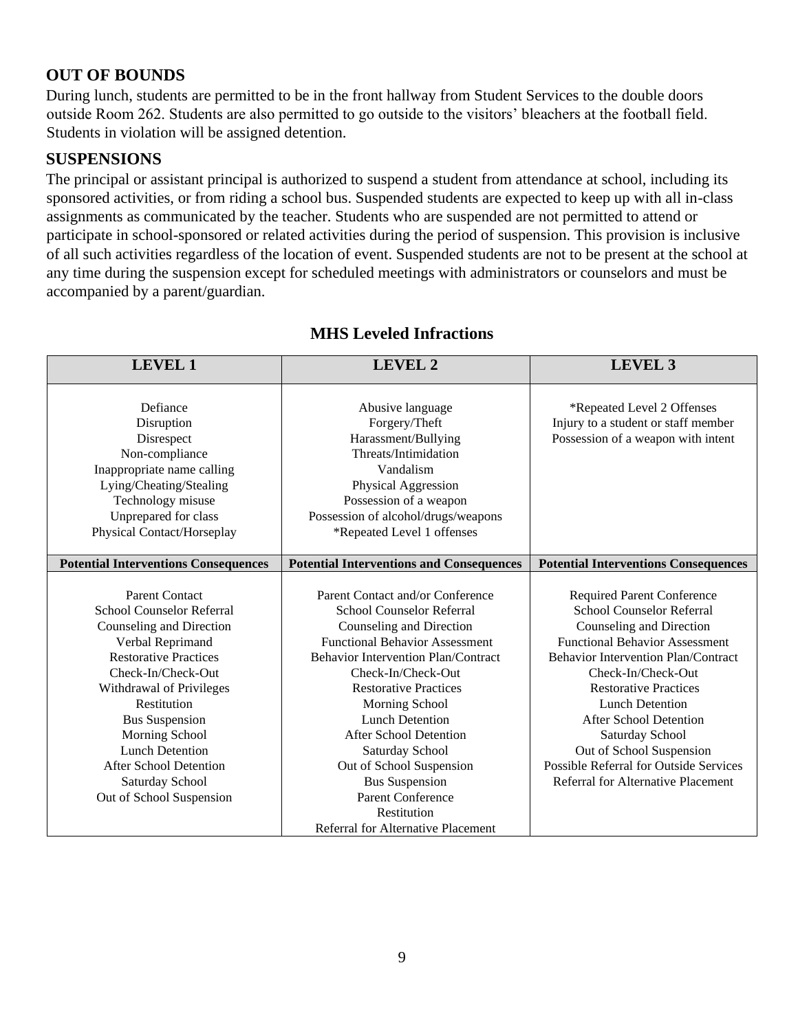## OUT OF BOUNDS

During lunch, students are permitted to be in the front hallway from Student Services to the double doors outside Room 262. Students are also permitted to go outside to the visitors' bleachers at the football field. Students in violation will be assigned detention.

## SUSPENSIONS

The principal or assistant principal is authorized to suspend a student from attendance at school, including its sponsored activities, or from riding a school bus. Suspended students are expected to keep up with all in-class assignments as communicated by the teacher. Students who are suspended are not permitted to attend or participate in school-sponsored or related activities during the period of suspension. This provision is inclusive of all such activities regardless of the location of event. Suspended students are not to be present at the school at any time during the suspension except for scheduled meetings with administrators or counselors and must be accompanied by a parent/guardian.

### MHS Leveled Infractions

| LEVEL 1 | LEVEL 2 | LEVEL 3 |
|---|---|---|
| Defiance<br>Disruption<br>Disrespect<br>Non-compliance<br>Inappropriate name calling<br>Lying/Cheating/Stealing<br>Technology misuse<br>Unprepared for class<br>Physical Contact/Horseplay | Abusive language<br>Forgery/Theft<br>Harassment/Bullying<br>Threats/Intimidation<br>Vandalism<br>Physical Aggression<br>Possession of a weapon<br>Possession of alcohol/drugs/weapons<br>*Repeated Level 1 offenses | *Repeated Level 2 Offenses<br>Injury to a student or staff member<br>Possession of a weapon with intent |
| **Potential Interventions Consequences** | **Potential Interventions and Consequences** | **Potential Interventions Consequences** |
| Parent Contact<br>School Counselor Referral<br>Counseling and Direction<br>Verbal Reprimand<br>Restorative Practices<br>Check-In/Check-Out<br>Withdrawal of Privileges<br>Restitution<br>Bus Suspension<br>Morning School<br>Lunch Detention<br>After School Detention<br>Saturday School<br>Out of School Suspension | Parent Contact and/or Conference<br>School Counselor Referral<br>Counseling and Direction<br>Functional Behavior Assessment<br>Behavior Intervention Plan/Contract<br>Check-In/Check-Out<br>Restorative Practices<br>Morning School<br>Lunch Detention<br>After School Detention<br>Saturday School<br>Out of School Suspension<br>Bus Suspension<br>Parent Conference<br>Restitution<br>Referral for Alternative Placement | Required Parent Conference<br>School Counselor Referral<br>Counseling and Direction<br>Functional Behavior Assessment<br>Behavior Intervention Plan/Contract<br>Check-In/Check-Out<br>Restorative Practices<br>Lunch Detention<br>After School Detention<br>Saturday School<br>Out of School Suspension<br>Possible Referral for Outside Services<br>Referral for Alternative Placement |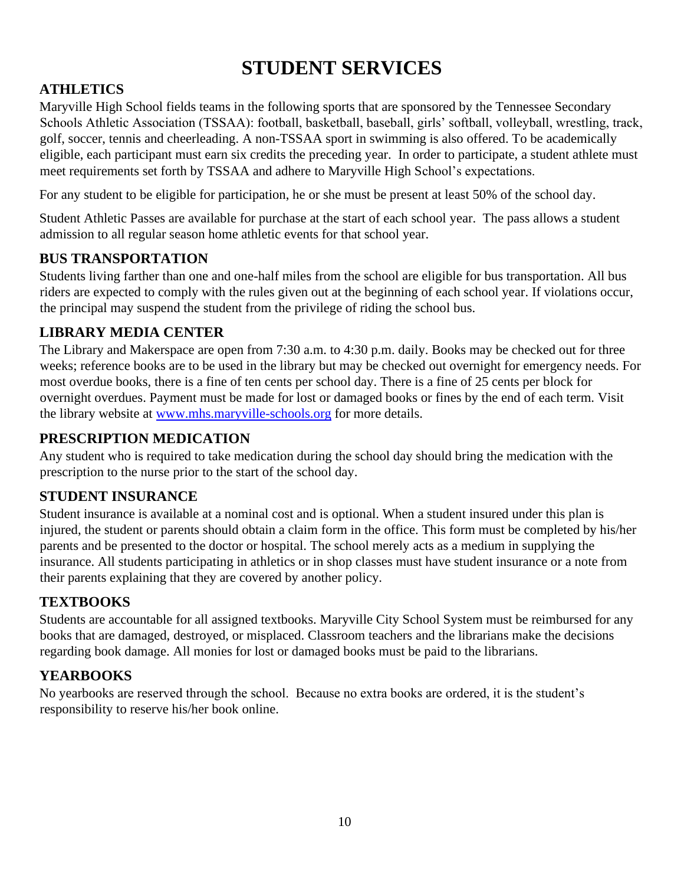# STUDENT SERVICES

## ATHLETICS

Maryville High School fields teams in the following sports that are sponsored by the Tennessee Secondary Schools Athletic Association (TSSAA): football, basketball, baseball, girls' softball, volleyball, wrestling, track, golf, soccer, tennis and cheerleading. A non-TSSAA sport in swimming is also offered. To be academically eligible, each participant must earn six credits the preceding year. In order to participate, a student athlete must meet requirements set forth by TSSAA and adhere to Maryville High School's expectations.

For any student to be eligible for participation, he or she must be present at least 50% of the school day.

Student Athletic Passes are available for purchase at the start of each school year. The pass allows a student admission to all regular season home athletic events for that school year.

## BUS TRANSPORTATION

Students living farther than one and one-half miles from the school are eligible for bus transportation. All bus riders are expected to comply with the rules given out at the beginning of each school year. If violations occur, the principal may suspend the student from the privilege of riding the school bus.

## LIBRARY MEDIA CENTER

The Library and Makerspace are open from 7:30 a.m. to 4:30 p.m. daily. Books may be checked out for three weeks; reference books are to be used in the library but may be checked out overnight for emergency needs. For most overdue books, there is a fine of ten cents per school day. There is a fine of 25 cents per block for overnight overdues. Payment must be made for lost or damaged books or fines by the end of each term. Visit the library website at [www.mhs.maryville-schools.org](http://www.mhs.maryville-schools.org) for more details.

## PRESCRIPTION MEDICATION

Any student who is required to take medication during the school day should bring the medication with the prescription to the nurse prior to the start of the school day.

## STUDENT INSURANCE

Student insurance is available at a nominal cost and is optional. When a student insured under this plan is injured, the student or parents should obtain a claim form in the office. This form must be completed by his/her parents and be presented to the doctor or hospital. The school merely acts as a medium in supplying the insurance. All students participating in athletics or in shop classes must have student insurance or a note from their parents explaining that they are covered by another policy.

## TEXTBOOKS

Students are accountable for all assigned textbooks. Maryville City School System must be reimbursed for any books that are damaged, destroyed, or misplaced. Classroom teachers and the librarians make the decisions regarding book damage. All monies for lost or damaged books must be paid to the librarians.

## YEARBOOKS

No yearbooks are reserved through the school. Because no extra books are ordered, it is the student's responsibility to reserve his/her book online.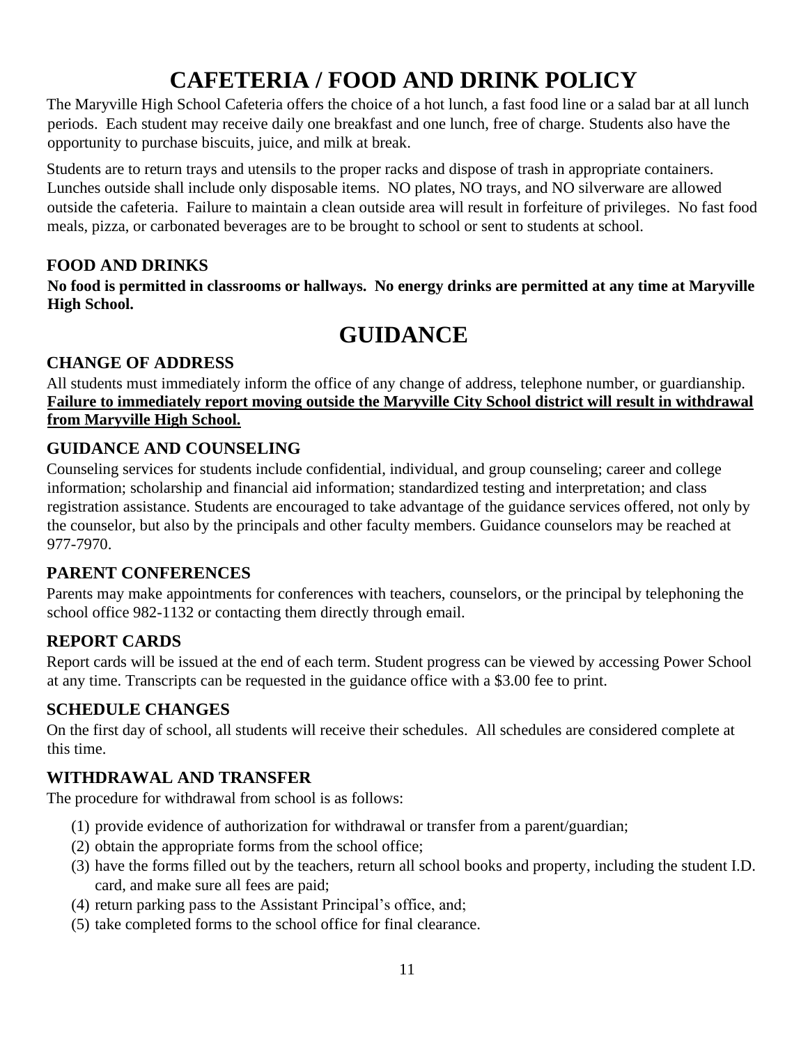# CAFETERIA / FOOD AND DRINK POLICY

The Maryville High School Cafeteria offers the choice of a hot lunch, a fast food line or a salad bar at all lunch periods. Each student may receive daily one breakfast and one lunch, free of charge. Students also have the opportunity to purchase biscuits, juice, and milk at break.

Students are to return trays and utensils to the proper racks and dispose of trash in appropriate containers. Lunches outside shall include only disposable items. NO plates, NO trays, and NO silverware are allowed outside the cafeteria. Failure to maintain a clean outside area will result in forfeiture of privileges. No fast food meals, pizza, or carbonated beverages are to be brought to school or sent to students at school.

### FOOD AND DRINKS

**No food is permitted in classrooms or hallways. No energy drinks are permitted at any time at Maryville High School.**

# GUIDANCE

### CHANGE OF ADDRESS

All students must immediately inform the office of any change of address, telephone number, or guardianship. **Failure to immediately report moving outside the Maryville City School district will result in withdrawal from Maryville High School.**

### GUIDANCE AND COUNSELING

Counseling services for students include confidential, individual, and group counseling; career and college information; scholarship and financial aid information; standardized testing and interpretation; and class registration assistance. Students are encouraged to take advantage of the guidance services offered, not only by the counselor, but also by the principals and other faculty members. Guidance counselors may be reached at 977-7970.

### PARENT CONFERENCES

Parents may make appointments for conferences with teachers, counselors, or the principal by telephoning the school office 982-1132 or contacting them directly through email.

### REPORT CARDS

Report cards will be issued at the end of each term. Student progress can be viewed by accessing Power School at any time. Transcripts can be requested in the guidance office with a $3.00 fee to print.

### SCHEDULE CHANGES

On the first day of school, all students will receive their schedules. All schedules are considered complete at this time.

### WITHDRAWAL AND TRANSFER

The procedure for withdrawal from school is as follows:

(1) provide evidence of authorization for withdrawal or transfer from a parent/guardian;
(2) obtain the appropriate forms from the school office;
(3) have the forms filled out by the teachers, return all school books and property, including the student I.D. card, and make sure all fees are paid;
(4) return parking pass to the Assistant Principal's office, and;
(5) take completed forms to the school office for final clearance.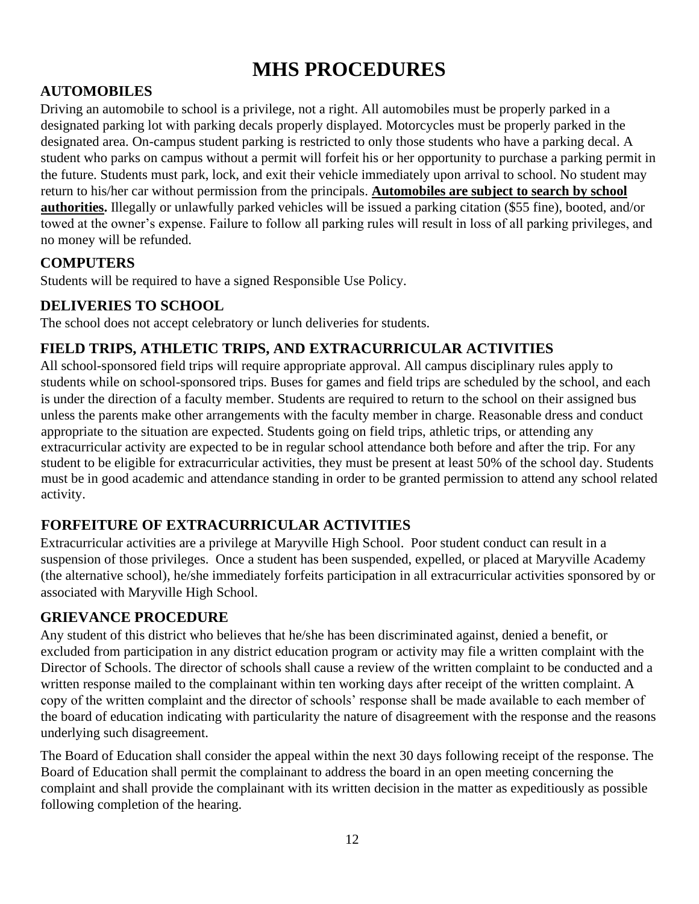# MHS PROCEDURES

## AUTOMOBILES

Driving an automobile to school is a privilege, not a right. All automobiles must be properly parked in a designated parking lot with parking decals properly displayed. Motorcycles must be properly parked in the designated area. On-campus student parking is restricted to only those students who have a parking decal. A student who parks on campus without a permit will forfeit his or her opportunity to purchase a parking permit in the future. Students must park, lock, and exit their vehicle immediately upon arrival to school. No student may return to his/her car without permission from the principals. **Automobiles are subject to search by school authorities.** Illegally or unlawfully parked vehicles will be issued a parking citation ($55 fine), booted, and/or towed at the owner's expense. Failure to follow all parking rules will result in loss of all parking privileges, and no money will be refunded.

## COMPUTERS

Students will be required to have a signed Responsible Use Policy.

## DELIVERIES TO SCHOOL

The school does not accept celebratory or lunch deliveries for students.

## FIELD TRIPS, ATHLETIC TRIPS, AND EXTRACURRICULAR ACTIVITIES

All school-sponsored field trips will require appropriate approval. All campus disciplinary rules apply to students while on school-sponsored trips. Buses for games and field trips are scheduled by the school, and each is under the direction of a faculty member. Students are required to return to the school on their assigned bus unless the parents make other arrangements with the faculty member in charge. Reasonable dress and conduct appropriate to the situation are expected. Students going on field trips, athletic trips, or attending any extracurricular activity are expected to be in regular school attendance both before and after the trip. For any student to be eligible for extracurricular activities, they must be present at least 50% of the school day. Students must be in good academic and attendance standing in order to be granted permission to attend any school related activity.

## FORFEITURE OF EXTRACURRICULAR ACTIVITIES

Extracurricular activities are a privilege at Maryville High School. Poor student conduct can result in a suspension of those privileges. Once a student has been suspended, expelled, or placed at Maryville Academy (the alternative school), he/she immediately forfeits participation in all extracurricular activities sponsored by or associated with Maryville High School.

## GRIEVANCE PROCEDURE

Any student of this district who believes that he/she has been discriminated against, denied a benefit, or excluded from participation in any district education program or activity may file a written complaint with the Director of Schools. The director of schools shall cause a review of the written complaint to be conducted and a written response mailed to the complainant within ten working days after receipt of the written complaint. A copy of the written complaint and the director of schools' response shall be made available to each member of the board of education indicating with particularity the nature of disagreement with the response and the reasons underlying such disagreement.

The Board of Education shall consider the appeal within the next 30 days following receipt of the response. The Board of Education shall permit the complainant to address the board in an open meeting concerning the complaint and shall provide the complainant with its written decision in the matter as expeditiously as possible following completion of the hearing.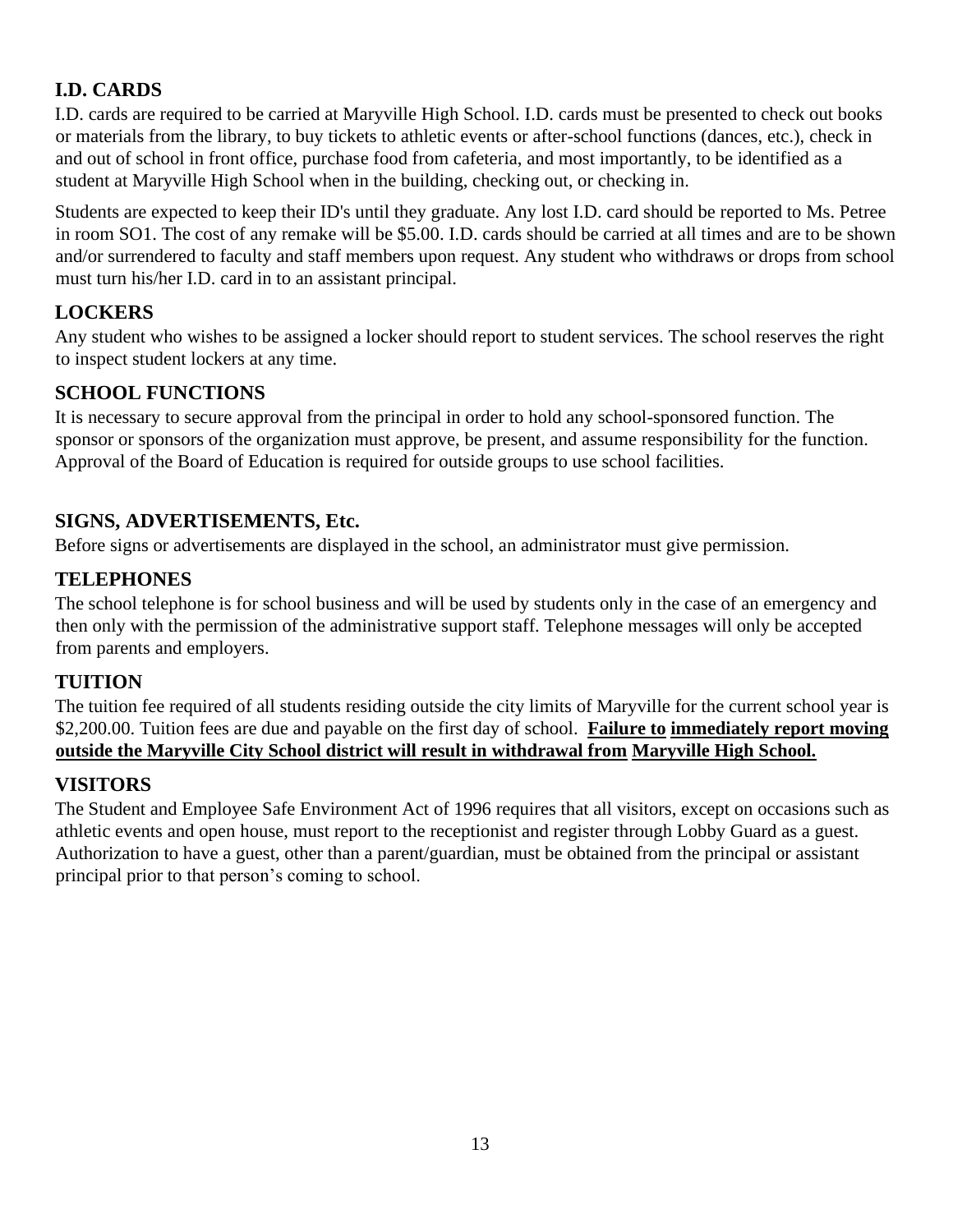## I.D. CARDS

I.D. cards are required to be carried at Maryville High School. I.D. cards must be presented to check out books or materials from the library, to buy tickets to athletic events or after-school functions (dances, etc.), check in and out of school in front office, purchase food from cafeteria, and most importantly, to be identified as a student at Maryville High School when in the building, checking out, or checking in.

Students are expected to keep their ID's until they graduate. Any lost I.D. card should be reported to Ms. Petree in room SO1. The cost of any remake will be $5.00. I.D. cards should be carried at all times and are to be shown and/or surrendered to faculty and staff members upon request. Any student who withdraws or drops from school must turn his/her I.D. card in to an assistant principal.

## LOCKERS

Any student who wishes to be assigned a locker should report to student services. The school reserves the right to inspect student lockers at any time.

## SCHOOL FUNCTIONS

It is necessary to secure approval from the principal in order to hold any school-sponsored function. The sponsor or sponsors of the organization must approve, be present, and assume responsibility for the function. Approval of the Board of Education is required for outside groups to use school facilities.

## SIGNS, ADVERTISEMENTS, Etc.

Before signs or advertisements are displayed in the school, an administrator must give permission.

## TELEPHONES

The school telephone is for school business and will be used by students only in the case of an emergency and then only with the permission of the administrative support staff. Telephone messages will only be accepted from parents and employers.

## TUITION

The tuition fee required of all students residing outside the city limits of Maryville for the current school year is $2,200.00. Tuition fees are due and payable on the first day of school. **<u>Failure to immediately report moving outside the Maryville City School district will result in withdrawal from Maryville High School.</u>**

## VISITORS

The Student and Employee Safe Environment Act of 1996 requires that all visitors, except on occasions such as athletic events and open house, must report to the receptionist and register through Lobby Guard as a guest. Authorization to have a guest, other than a parent/guardian, must be obtained from the principal or assistant principal prior to that person's coming to school.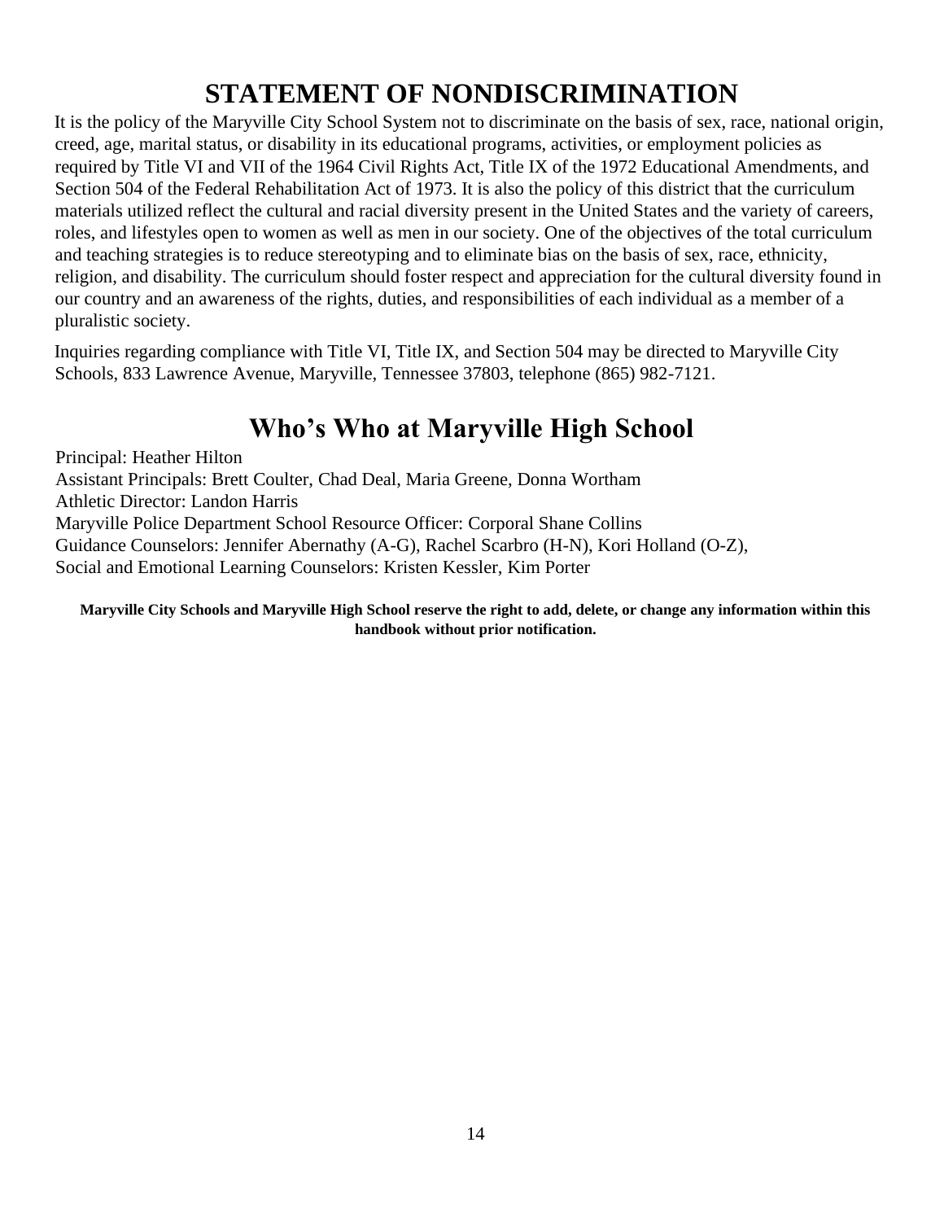# STATEMENT OF NONDISCRIMINATION

It is the policy of the Maryville City School System not to discriminate on the basis of sex, race, national origin, creed, age, marital status, or disability in its educational programs, activities, or employment policies as required by Title VI and VII of the 1964 Civil Rights Act, Title IX of the 1972 Educational Amendments, and Section 504 of the Federal Rehabilitation Act of 1973. It is also the policy of this district that the curriculum materials utilized reflect the cultural and racial diversity present in the United States and the variety of careers, roles, and lifestyles open to women as well as men in our society. One of the objectives of the total curriculum and teaching strategies is to reduce stereotyping and to eliminate bias on the basis of sex, race, ethnicity, religion, and disability. The curriculum should foster respect and appreciation for the cultural diversity found in our country and an awareness of the rights, duties, and responsibilities of each individual as a member of a pluralistic society.

Inquiries regarding compliance with Title VI, Title IX, and Section 504 may be directed to Maryville City Schools, 833 Lawrence Avenue, Maryville, Tennessee 37803, telephone (865) 982-7121.

# Who's Who at Maryville High School

Principal: Heather Hilton
Assistant Principals: Brett Coulter, Chad Deal, Maria Greene, Donna Wortham
Athletic Director: Landon Harris
Maryville Police Department School Resource Officer: Corporal Shane Collins
Guidance Counselors: Jennifer Abernathy (A-G), Rachel Scarbro (H-N), Kori Holland (O-Z),
Social and Emotional Learning Counselors: Kristen Kessler, Kim Porter

**Maryville City Schools and Maryville High School reserve the right to add, delete, or change any information within this handbook without prior notification.**